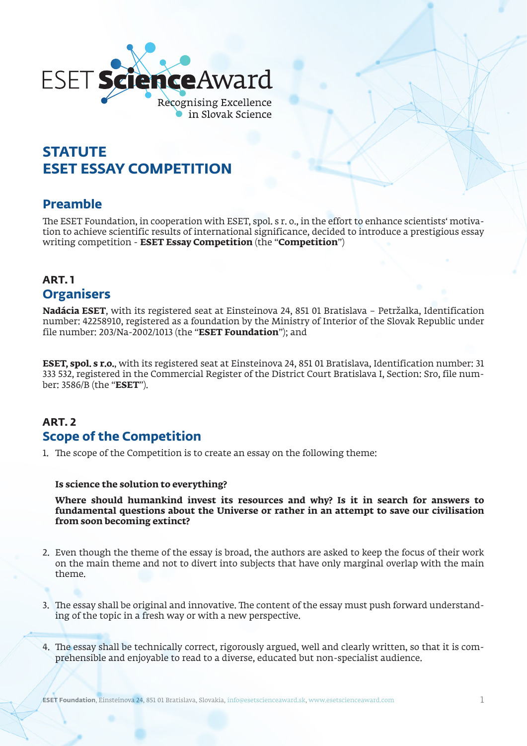ESET ScienceAward
Recognising Excellence in Slovak Science

# STATUTE
# ESET ESSAY COMPETITION

## Preamble

The ESET Foundation, in cooperation with ESET, spol. s r. o., in the effort to enhance scientists' motivation to achieve scientific results of international significance, decided to introduce a prestigious essay writing competition - **ESET Essay Competition** (the "**Competition**")

### ART. 1
## Organisers

**Nadácia ESET**, with its registered seat at Einsteinova 24, 851 01 Bratislava – Petržalka, Identification number: 42258910, registered as a foundation by the Ministry of Interior of the Slovak Republic under file number: 203/Na-2002/1013 (the "**ESET Foundation**"); and

**ESET, spol. s r.o.**, with its registered seat at Einsteinova 24, 851 01 Bratislava, Identification number: 31 333 532, registered in the Commercial Register of the District Court Bratislava I, Section: Sro, file number: 3586/B (the "**ESET**").

### ART. 2
## Scope of the Competition

1. The scope of the Competition is to create an essay on the following theme:

   **Is science the solution to everything?**

   **Where should humankind invest its resources and why? Is it in search for answers to fundamental questions about the Universe or rather in an attempt to save our civilisation from soon becoming extinct?**

2. Even though the theme of the essay is broad, the authors are asked to keep the focus of their work on the main theme and not to divert into subjects that have only marginal overlap with the main theme.

3. The essay shall be original and innovative. The content of the essay must push forward understanding of the topic in a fresh way or with a new perspective.

4. The essay shall be technically correct, rigorously argued, well and clearly written, so that it is comprehensible and enjoyable to read to a diverse, educated but non-specialist audience.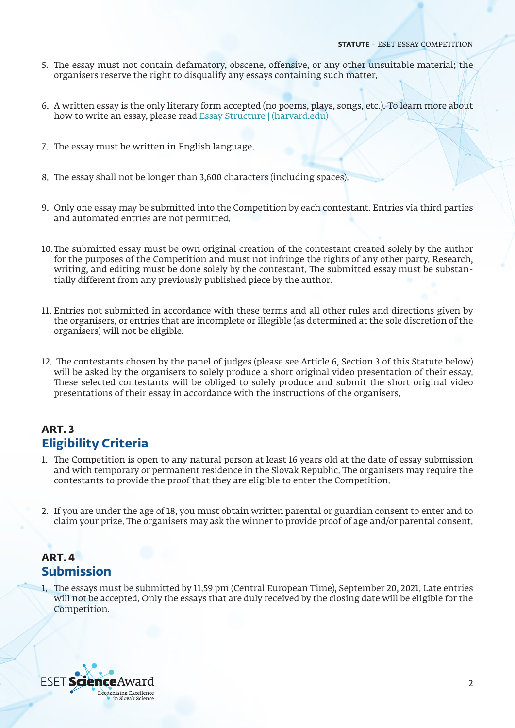5. The essay must not contain defamatory, obscene, offensive, or any other unsuitable material; the organisers reserve the right to disqualify any essays containing such matter.

6. A written essay is the only literary form accepted (no poems, plays, songs, etc.). To learn more about how to write an essay, please read Essay Structure | (harvard.edu)

7. The essay must be written in English language.

8. The essay shall not be longer than 3,600 characters (including spaces).

9. Only one essay may be submitted into the Competition by each contestant. Entries via third parties and automated entries are not permitted.

10. The submitted essay must be own original creation of the contestant created solely by the author for the purposes of the Competition and must not infringe the rights of any other party. Research, writing, and editing must be done solely by the contestant. The submitted essay must be substantially different from any previously published piece by the author.

11. Entries not submitted in accordance with these terms and all other rules and directions given by the organisers, or entries that are incomplete or illegible (as determined at the sole discretion of the organisers) will not be eligible.

12. The contestants chosen by the panel of judges (please see Article 6, Section 3 of this Statute below) will be asked by the organisers to solely produce a short original video presentation of their essay. These selected contestants will be obliged to solely produce and submit the short original video presentations of their essay in accordance with the instructions of the organisers.

## ART. 3
## Eligibility Criteria

1. The Competition is open to any natural person at least 16 years old at the date of essay submission and with temporary or permanent residence in the Slovak Republic. The organisers may require the contestants to provide the proof that they are eligible to enter the Competition.

2. If you are under the age of 18, you must obtain written parental or guardian consent to enter and to claim your prize. The organisers may ask the winner to provide proof of age and/or parental consent.

## ART. 4
## Submission

1. The essays must be submitted by 11.59 pm (Central European Time), September 20, 2021. Late entries will not be accepted. Only the essays that are duly received by the closing date will be eligible for the Competition.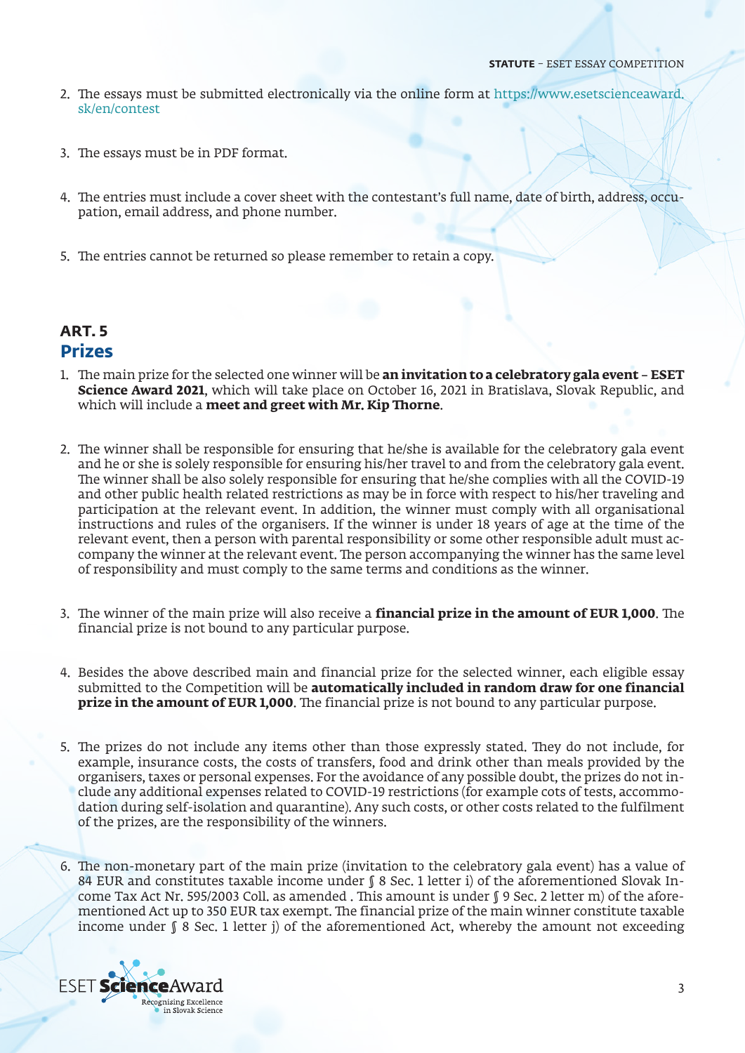2. The essays must be submitted electronically via the online form at https://www.esetscienceaward.sk/en/contest

3. The essays must be in PDF format.

4. The entries must include a cover sheet with the contestant's full name, date of birth, address, occupation, email address, and phone number.

5. The entries cannot be returned so please remember to retain a copy.

## ART. 5
## Prizes

1. The main prize for the selected one winner will be **an invitation to a celebratory gala event – ESET Science Award 2021**, which will take place on October 16, 2021 in Bratislava, Slovak Republic, and which will include a **meet and greet with Mr. Kip Thorne**.

2. The winner shall be responsible for ensuring that he/she is available for the celebratory gala event and he or she is solely responsible for ensuring his/her travel to and from the celebratory gala event. The winner shall be also solely responsible for ensuring that he/she complies with all the COVID-19 and other public health related restrictions as may be in force with respect to his/her traveling and participation at the relevant event. In addition, the winner must comply with all organisational instructions and rules of the organisers. If the winner is under 18 years of age at the time of the relevant event, then a person with parental responsibility or some other responsible adult must accompany the winner at the relevant event. The person accompanying the winner has the same level of responsibility and must comply to the same terms and conditions as the winner.

3. The winner of the main prize will also receive a **financial prize in the amount of EUR 1,000**. The financial prize is not bound to any particular purpose.

4. Besides the above described main and financial prize for the selected winner, each eligible essay submitted to the Competition will be **automatically included in random draw for one financial prize in the amount of EUR 1,000**. The financial prize is not bound to any particular purpose.

5. The prizes do not include any items other than those expressly stated. They do not include, for example, insurance costs, the costs of transfers, food and drink other than meals provided by the organisers, taxes or personal expenses. For the avoidance of any possible doubt, the prizes do not include any additional expenses related to COVID-19 restrictions (for example cots of tests, accommodation during self-isolation and quarantine). Any such costs, or other costs related to the fulfilment of the prizes, are the responsibility of the winners.

6. The non-monetary part of the main prize (invitation to the celebratory gala event) has a value of 84 EUR and constitutes taxable income under § 8 Sec. 1 letter i) of the aforementioned Slovak Income Tax Act Nr. 595/2003 Coll. as amended . This amount is under § 9 Sec. 2 letter m) of the aforementioned Act up to 350 EUR tax exempt. The financial prize of the main winner constitute taxable income under § 8 Sec. 1 letter j) of the aforementioned Act, whereby the amount not exceeding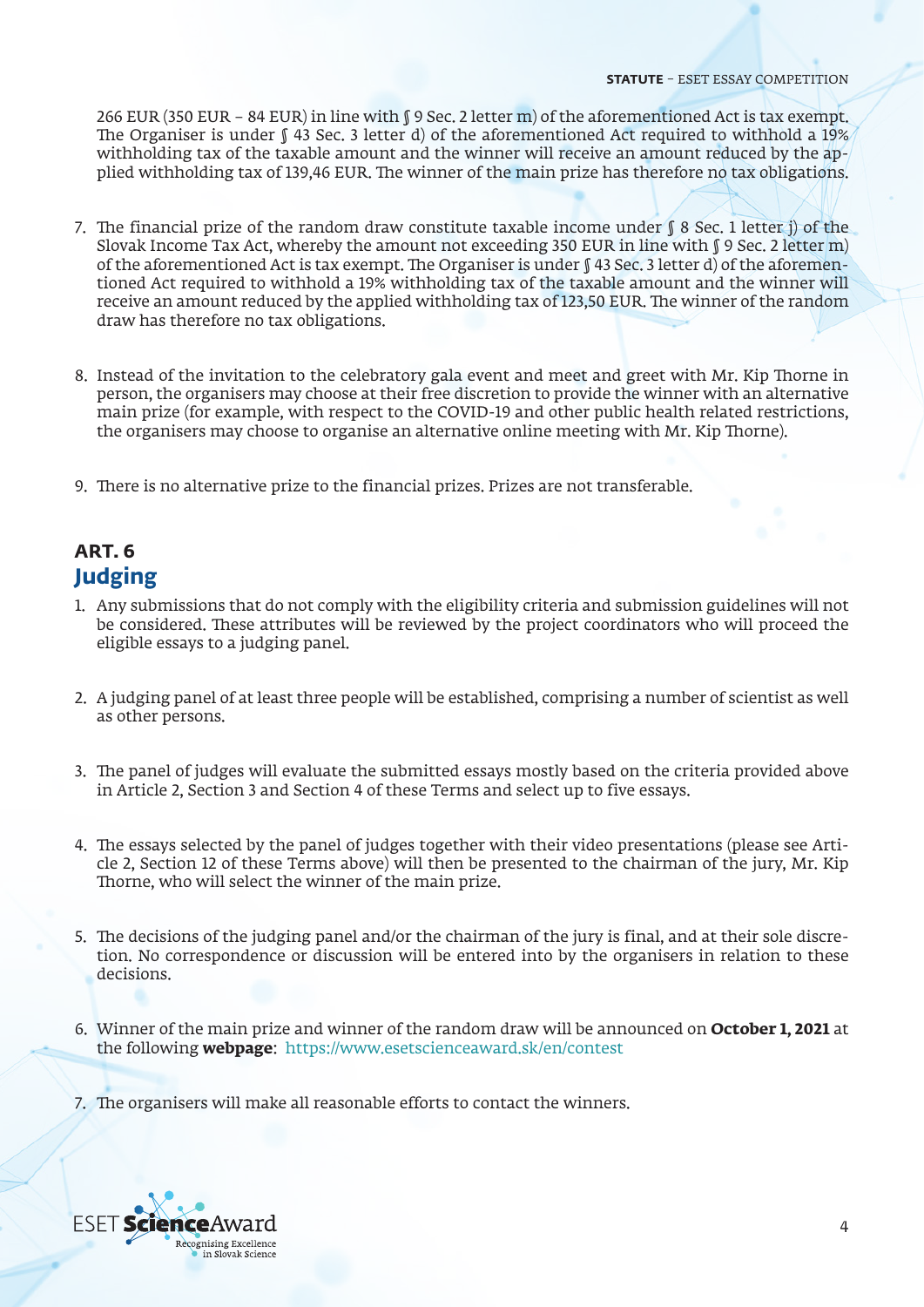266 EUR (350 EUR – 84 EUR) in line with § 9 Sec. 2 letter m) of the aforementioned Act is tax exempt. The Organiser is under § 43 Sec. 3 letter d) of the aforementioned Act required to withhold a 19% withholding tax of the taxable amount and the winner will receive an amount reduced by the applied withholding tax of 139,46 EUR. The winner of the main prize has therefore no tax obligations.

7. The financial prize of the random draw constitute taxable income under § 8 Sec. 1 letter j) of the Slovak Income Tax Act, whereby the amount not exceeding 350 EUR in line with § 9 Sec. 2 letter m) of the aforementioned Act is tax exempt. The Organiser is under § 43 Sec. 3 letter d) of the aforementioned Act required to withhold a 19% withholding tax of the taxable amount and the winner will receive an amount reduced by the applied withholding tax of 123,50 EUR. The winner of the random draw has therefore no tax obligations.

8. Instead of the invitation to the celebratory gala event and meet and greet with Mr. Kip Thorne in person, the organisers may choose at their free discretion to provide the winner with an alternative main prize (for example, with respect to the COVID-19 and other public health related restrictions, the organisers may choose to organise an alternative online meeting with Mr. Kip Thorne).

9. There is no alternative prize to the financial prizes. Prizes are not transferable.

## ART. 6
## Judging

1. Any submissions that do not comply with the eligibility criteria and submission guidelines will not be considered. These attributes will be reviewed by the project coordinators who will proceed the eligible essays to a judging panel.

2. A judging panel of at least three people will be established, comprising a number of scientist as well as other persons.

3. The panel of judges will evaluate the submitted essays mostly based on the criteria provided above in Article 2, Section 3 and Section 4 of these Terms and select up to five essays.

4. The essays selected by the panel of judges together with their video presentations (please see Article 2, Section 12 of these Terms above) will then be presented to the chairman of the jury, Mr. Kip Thorne, who will select the winner of the main prize.

5. The decisions of the judging panel and/or the chairman of the jury is final, and at their sole discretion. No correspondence or discussion will be entered into by the organisers in relation to these decisions.

6. Winner of the main prize and winner of the random draw will be announced on **October 1, 2021** at the following **webpage**: https://www.esetscienceaward.sk/en/contest

7. The organisers will make all reasonable efforts to contact the winners.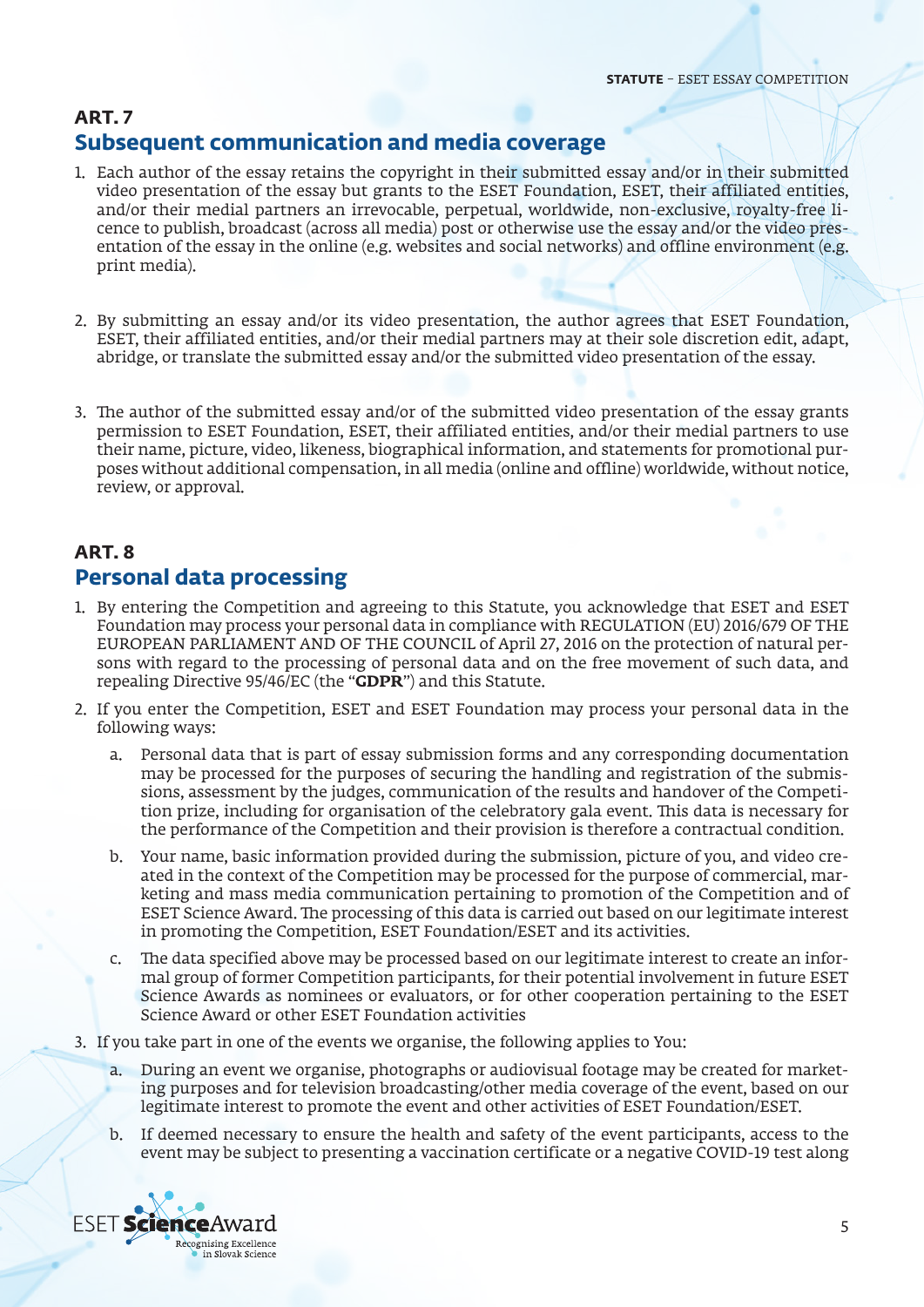## ART. 7
## Subsequent communication and media coverage

1. Each author of the essay retains the copyright in their submitted essay and/or in their submitted video presentation of the essay but grants to the ESET Foundation, ESET, their affiliated entities, and/or their medial partners an irrevocable, perpetual, worldwide, non-exclusive, royalty-free licence to publish, broadcast (across all media) post or otherwise use the essay and/or the video presentation of the essay in the online (e.g. websites and social networks) and offline environment (e.g. print media).

2. By submitting an essay and/or its video presentation, the author agrees that ESET Foundation, ESET, their affiliated entities, and/or their medial partners may at their sole discretion edit, adapt, abridge, or translate the submitted essay and/or the submitted video presentation of the essay.

3. The author of the submitted essay and/or of the submitted video presentation of the essay grants permission to ESET Foundation, ESET, their affiliated entities, and/or their medial partners to use their name, picture, video, likeness, biographical information, and statements for promotional purposes without additional compensation, in all media (online and offline) worldwide, without notice, review, or approval.

## ART. 8
## Personal data processing

1. By entering the Competition and agreeing to this Statute, you acknowledge that ESET and ESET Foundation may process your personal data in compliance with REGULATION (EU) 2016/679 OF THE EUROPEAN PARLIAMENT AND OF THE COUNCIL of April 27, 2016 on the protection of natural persons with regard to the processing of personal data and on the free movement of such data, and repealing Directive 95/46/EC (the "**GDPR**") and this Statute.
2. If you enter the Competition, ESET and ESET Foundation may process your personal data in the following ways:
   a. Personal data that is part of essay submission forms and any corresponding documentation may be processed for the purposes of securing the handling and registration of the submissions, assessment by the judges, communication of the results and handover of the Competition prize, including for organisation of the celebratory gala event. This data is necessary for the performance of the Competition and their provision is therefore a contractual condition.
   b. Your name, basic information provided during the submission, picture of you, and video created in the context of the Competition may be processed for the purpose of commercial, marketing and mass media communication pertaining to promotion of the Competition and of ESET Science Award. The processing of this data is carried out based on our legitimate interest in promoting the Competition, ESET Foundation/ESET and its activities.
   c. The data specified above may be processed based on our legitimate interest to create an informal group of former Competition participants, for their potential involvement in future ESET Science Awards as nominees or evaluators, or for other cooperation pertaining to the ESET Science Award or other ESET Foundation activities
3. If you take part in one of the events we organise, the following applies to You:
   a. During an event we organise, photographs or audiovisual footage may be created for marketing purposes and for television broadcasting/other media coverage of the event, based on our legitimate interest to promote the event and other activities of ESET Foundation/ESET.
   b. If deemed necessary to ensure the health and safety of the event participants, access to the event may be subject to presenting a vaccination certificate or a negative COVID-19 test along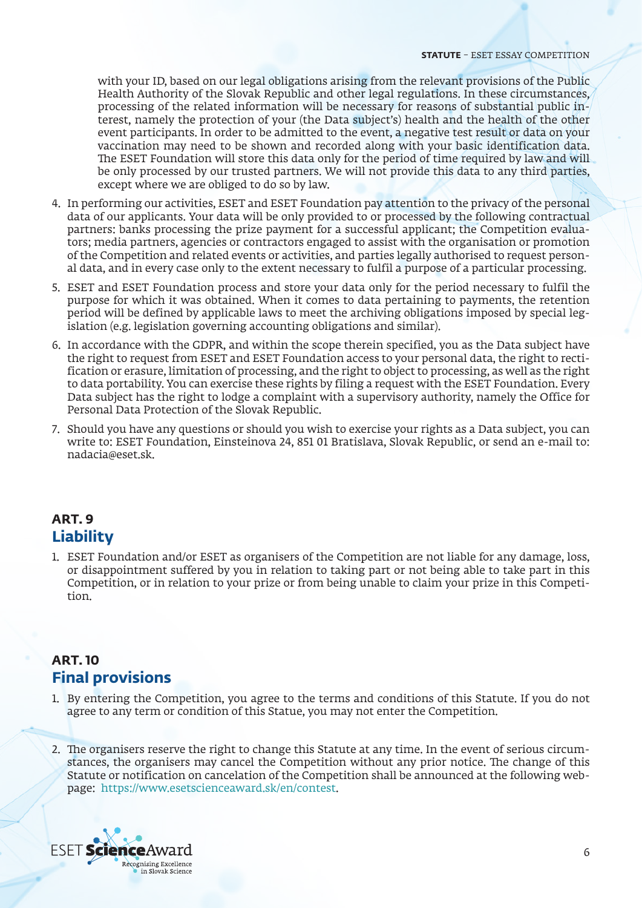with your ID, based on our legal obligations arising from the relevant provisions of the Public Health Authority of the Slovak Republic and other legal regulations. In these circumstances, processing of the related information will be necessary for reasons of substantial public interest, namely the protection of your (the Data subject's) health and the health of the other event participants. In order to be admitted to the event, a negative test result or data on your vaccination may need to be shown and recorded along with your basic identification data. The ESET Foundation will store this data only for the period of time required by law and will be only processed by our trusted partners. We will not provide this data to any third parties, except where we are obliged to do so by law.

4. In performing our activities, ESET and ESET Foundation pay attention to the privacy of the personal data of our applicants. Your data will be only provided to or processed by the following contractual partners: banks processing the prize payment for a successful applicant; the Competition evaluators; media partners, agencies or contractors engaged to assist with the organisation or promotion of the Competition and related events or activities, and parties legally authorised to request personal data, and in every case only to the extent necessary to fulfil a purpose of a particular processing.
5. ESET and ESET Foundation process and store your data only for the period necessary to fulfil the purpose for which it was obtained. When it comes to data pertaining to payments, the retention period will be defined by applicable laws to meet the archiving obligations imposed by special legislation (e.g. legislation governing accounting obligations and similar).
6. In accordance with the GDPR, and within the scope therein specified, you as the Data subject have the right to request from ESET and ESET Foundation access to your personal data, the right to rectification or erasure, limitation of processing, and the right to object to processing, as well as the right to data portability. You can exercise these rights by filing a request with the ESET Foundation. Every Data subject has the right to lodge a complaint with a supervisory authority, namely the Office for Personal Data Protection of the Slovak Republic.
7. Should you have any questions or should you wish to exercise your rights as a Data subject, you can write to: ESET Foundation, Einsteinova 24, 851 01 Bratislava, Slovak Republic, or send an e-mail to: nadacia@eset.sk.

## ART. 9
## Liability

1. ESET Foundation and/or ESET as organisers of the Competition are not liable for any damage, loss, or disappointment suffered by you in relation to taking part or not being able to take part in this Competition, or in relation to your prize or from being unable to claim your prize in this Competition.

## ART. 10
## Final provisions

1. By entering the Competition, you agree to the terms and conditions of this Statute. If you do not agree to any term or condition of this Statue, you may not enter the Competition.
2. The organisers reserve the right to change this Statute at any time. In the event of serious circumstances, the organisers may cancel the Competition without any prior notice. The change of this Statute or notification on cancelation of the Competition shall be announced at the following webpage: https://www.esetscienceaward.sk/en/contest.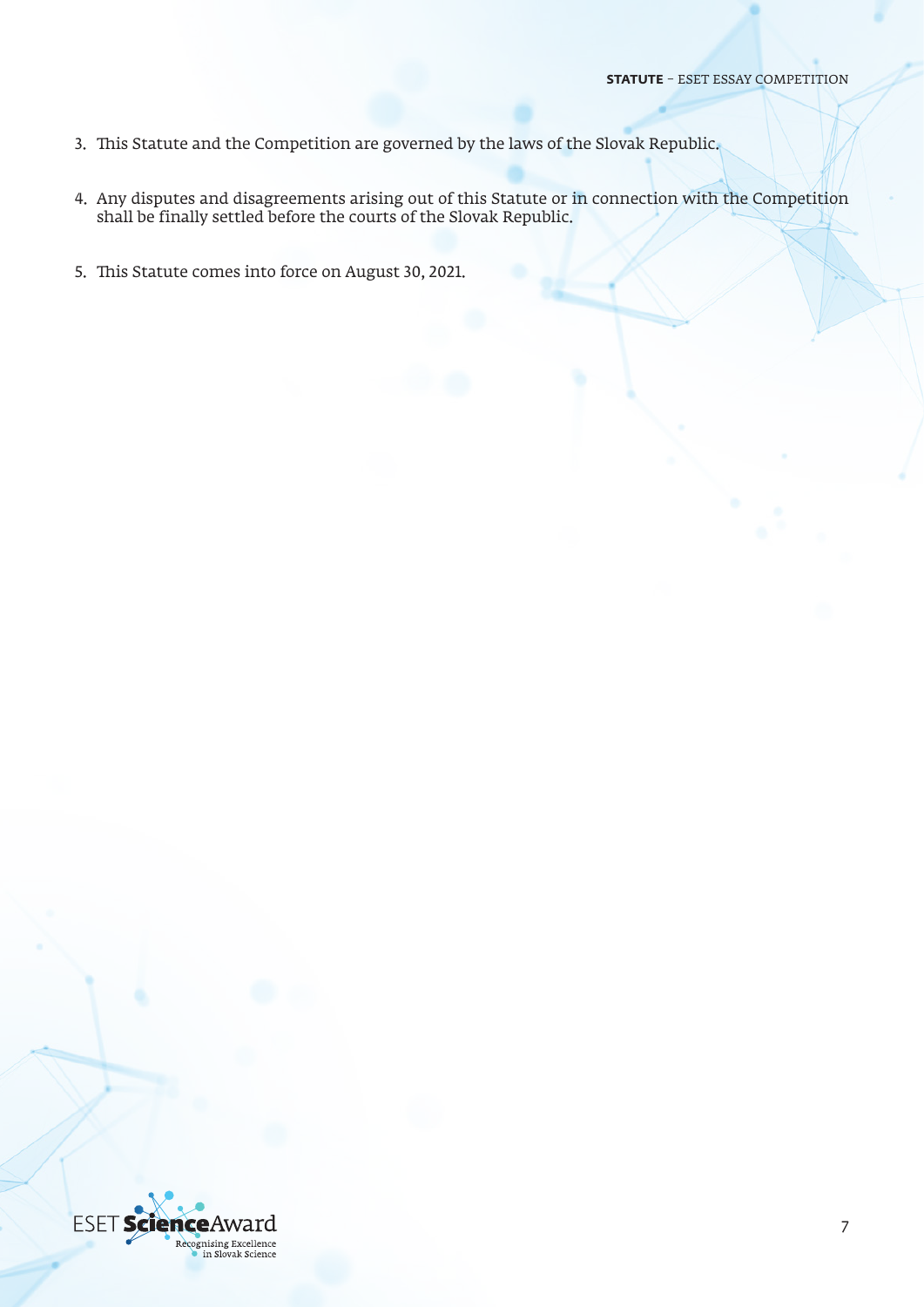3. This Statute and the Competition are governed by the laws of the Slovak Republic.

4. Any disputes and disagreements arising out of this Statute or in connection with the Competition shall be finally settled before the courts of the Slovak Republic.

5. This Statute comes into force on August 30, 2021.